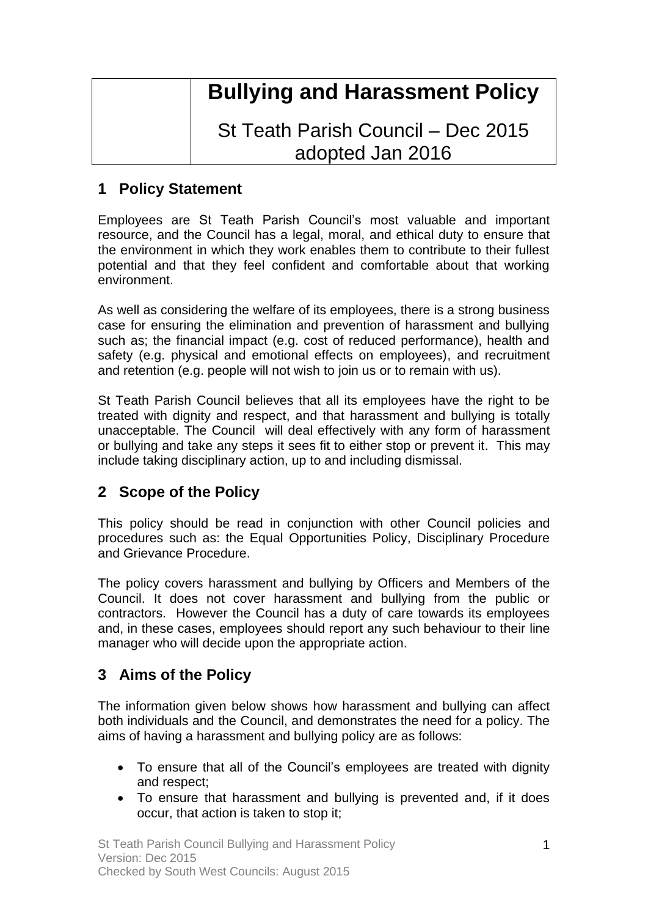# Bullying and Harassment Policy

St Teath Parish Council – Dec 2015 adopted Jan 2016

## 1 Policy Statement

Employees are St Teath Parish Council's most valuable and important resource, and the Council has a legal, moral, and ethical duty to ensure that the environment in which they work enables them to contribute to their fullest potential and that they feel confident and comfortable about that working environment.

As well as considering the welfare of its employees, there is a strong business case for ensuring the elimination and prevention of harassment and bullying such as; the financial impact (e.g. cost of reduced performance), health and safety (e.g. physical and emotional effects on employees), and recruitment and retention (e.g. people will not wish to join us or to remain with us).

St Teath Parish Council believes that all its employees have the right to be treated with dignity and respect, and that harassment and bullying is totally unacceptable. The Council will deal effectively with any form of harassment or bullying and take any steps it sees fit to either stop or prevent it. This may include taking disciplinary action, up to and including dismissal.

## 2 Scope of the Policy

This policy should be read in conjunction with other Council policies and procedures such as: the Equal Opportunities Policy, Disciplinary Procedure and Grievance Procedure.

The policy covers harassment and bullying by Officers and Members of the Council. It does not cover harassment and bullying from the public or contractors. However the Council has a duty of care towards its employees and, in these cases, employees should report any such behaviour to their line manager who will decide upon the appropriate action.

## 3 Aims of the Policy

The information given below shows how harassment and bullying can affect both individuals and the Council, and demonstrates the need for a policy. The aims of having a harassment and bullying policy are as follows:

- To ensure that all of the Council's employees are treated with dignity and respect;
- To ensure that harassment and bullying is prevented and, if it does occur, that action is taken to stop it;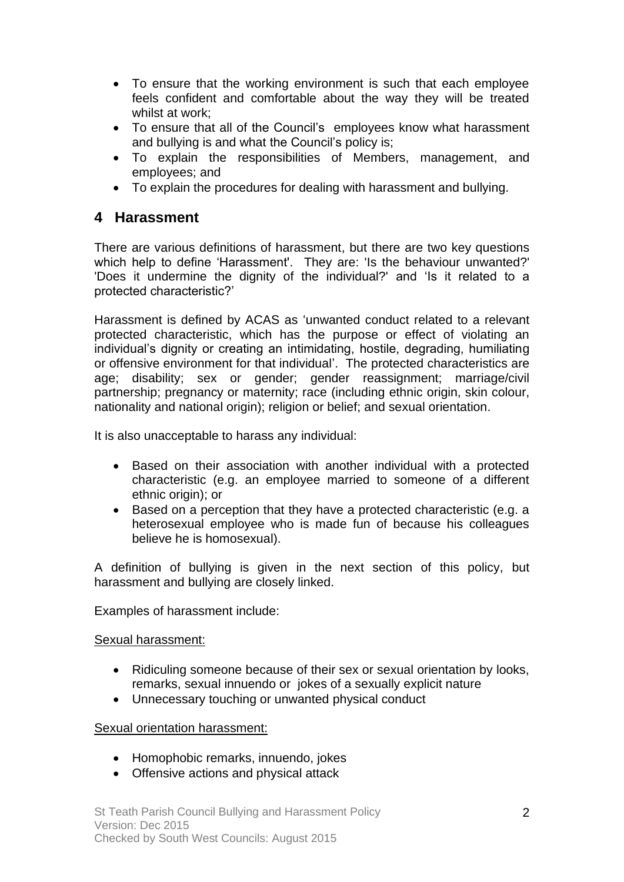- To ensure that the working environment is such that each employee feels confident and comfortable about the way they will be treated whilst at work;
- To ensure that all of the Council's employees know what harassment and bullying is and what the Council's policy is;
- To explain the responsibilities of Members, management, and employees; and
- To explain the procedures for dealing with harassment and bullying.

## 4 Harassment

There are various definitions of harassment, but there are two key questions which help to define 'Harassment'. They are: 'Is the behaviour unwanted?' 'Does it undermine the dignity of the individual?' and 'Is it related to a protected characteristic?'

Harassment is defined by ACAS as 'unwanted conduct related to a relevant protected characteristic, which has the purpose or effect of violating an individual's dignity or creating an intimidating, hostile, degrading, humiliating or offensive environment for that individual'. The protected characteristics are age; disability; sex or gender; gender reassignment; marriage/civil partnership; pregnancy or maternity; race (including ethnic origin, skin colour, nationality and national origin); religion or belief; and sexual orientation.

It is also unacceptable to harass any individual:

- Based on their association with another individual with a protected characteristic (e.g. an employee married to someone of a different ethnic origin); or
- Based on a perception that they have a protected characteristic (e.g. a heterosexual employee who is made fun of because his colleagues believe he is homosexual).

A definition of bullying is given in the next section of this policy, but harassment and bullying are closely linked.

Examples of harassment include:

<u>Sexual harassment:</u>

- Ridiculing someone because of their sex or sexual orientation by looks, remarks, sexual innuendo or jokes of a sexually explicit nature
- Unnecessary touching or unwanted physical conduct

<u>Sexual orientation harassment:</u>

- Homophobic remarks, innuendo, jokes
- Offensive actions and physical attack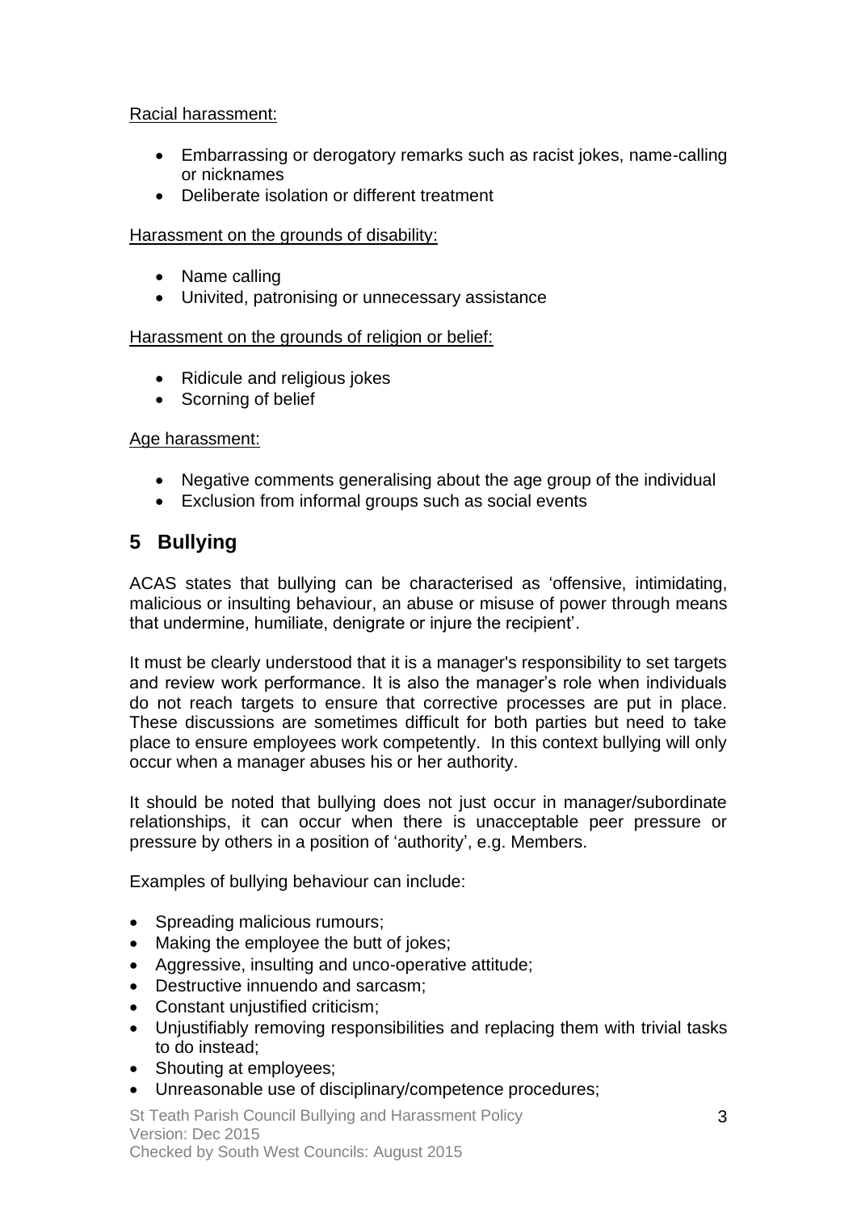Racial harassment:

- Embarrassing or derogatory remarks such as racist jokes, name-calling or nicknames
- Deliberate isolation or different treatment

Harassment on the grounds of disability:

- Name calling
- Univited, patronising or unnecessary assistance

Harassment on the grounds of religion or belief:

- Ridicule and religious jokes
- Scorning of belief

Age harassment:

- Negative comments generalising about the age group of the individual
- Exclusion from informal groups such as social events

## 5 Bullying

ACAS states that bullying can be characterised as 'offensive, intimidating, malicious or insulting behaviour, an abuse or misuse of power through means that undermine, humiliate, denigrate or injure the recipient'.

It must be clearly understood that it is a manager's responsibility to set targets and review work performance. It is also the manager's role when individuals do not reach targets to ensure that corrective processes are put in place. These discussions are sometimes difficult for both parties but need to take place to ensure employees work competently. In this context bullying will only occur when a manager abuses his or her authority.

It should be noted that bullying does not just occur in manager/subordinate relationships, it can occur when there is unacceptable peer pressure or pressure by others in a position of 'authority', e.g. Members.

Examples of bullying behaviour can include:

- Spreading malicious rumours;
- Making the employee the butt of jokes;
- Aggressive, insulting and unco-operative attitude;
- Destructive innuendo and sarcasm;
- Constant unjustified criticism;
- Unjustifiably removing responsibilities and replacing them with trivial tasks to do instead;
- Shouting at employees;
- Unreasonable use of disciplinary/competence procedures;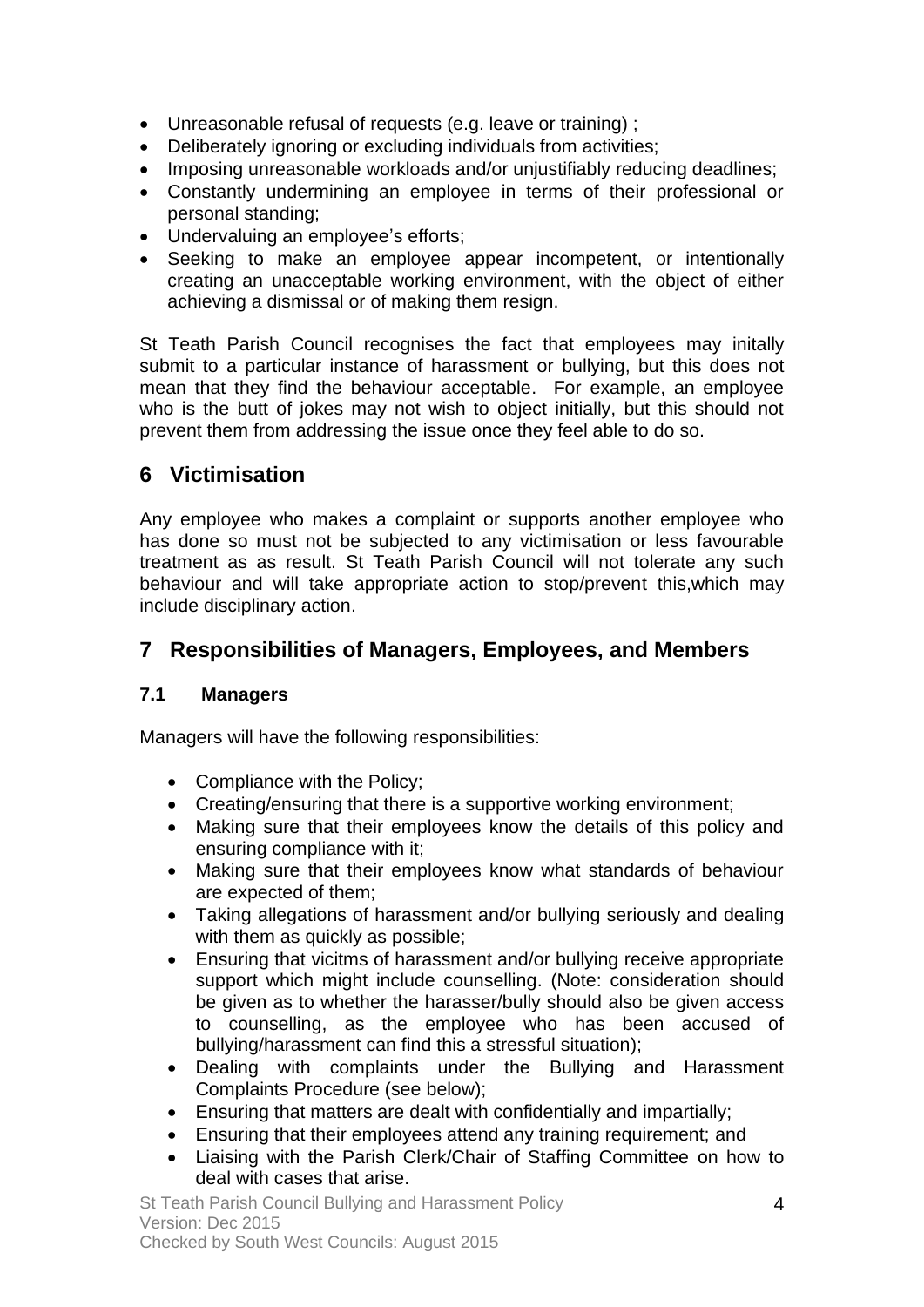- Unreasonable refusal of requests (e.g. leave or training) ;
- Deliberately ignoring or excluding individuals from activities;
- Imposing unreasonable workloads and/or unjustifiably reducing deadlines;
- Constantly undermining an employee in terms of their professional or personal standing;
- Undervaluing an employee's efforts;
- Seeking to make an employee appear incompetent, or intentionally creating an unacceptable working environment, with the object of either achieving a dismissal or of making them resign.

St Teath Parish Council recognises the fact that employees may initally submit to a particular instance of harassment or bullying, but this does not mean that they find the behaviour acceptable. For example, an employee who is the butt of jokes may not wish to object initially, but this should not prevent them from addressing the issue once they feel able to do so.

## 6 Victimisation

Any employee who makes a complaint or supports another employee who has done so must not be subjected to any victimisation or less favourable treatment as as result. St Teath Parish Council will not tolerate any such behaviour and will take appropriate action to stop/prevent this,which may include disciplinary action.

## 7 Responsibilities of Managers, Employees, and Members

### 7.1 Managers

Managers will have the following responsibilities:

- Compliance with the Policy;
- Creating/ensuring that there is a supportive working environment;
- Making sure that their employees know the details of this policy and ensuring compliance with it;
- Making sure that their employees know what standards of behaviour are expected of them;
- Taking allegations of harassment and/or bullying seriously and dealing with them as quickly as possible;
- Ensuring that vicitms of harassment and/or bullying receive appropriate support which might include counselling. (Note: consideration should be given as to whether the harasser/bully should also be given access to counselling, as the employee who has been accused of bullying/harassment can find this a stressful situation);
- Dealing with complaints under the Bullying and Harassment Complaints Procedure (see below);
- Ensuring that matters are dealt with confidentially and impartially;
- Ensuring that their employees attend any training requirement; and
- Liaising with the Parish Clerk/Chair of Staffing Committee on how to deal with cases that arise.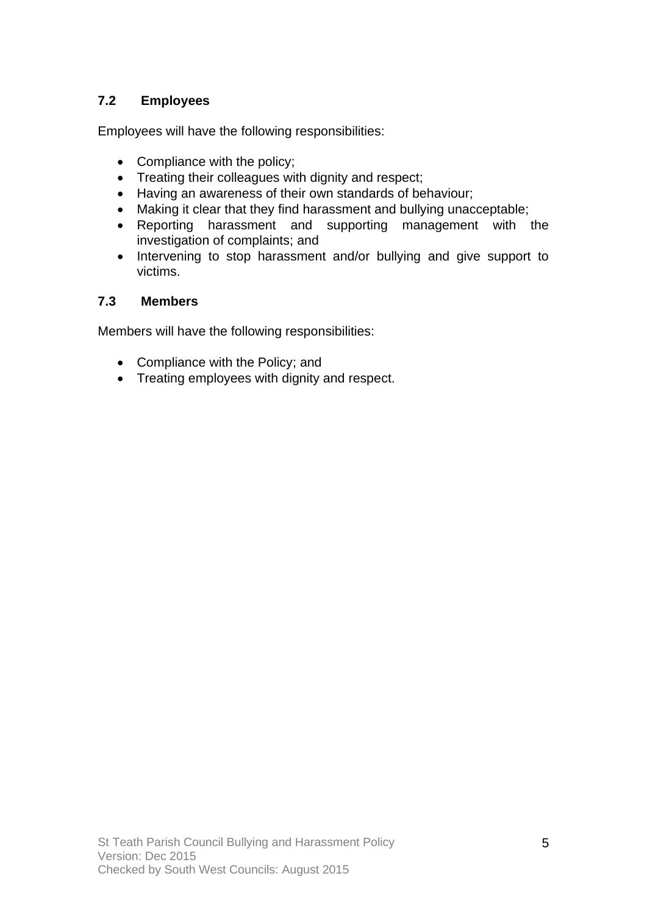### 7.2 Employees

Employees will have the following responsibilities:

- Compliance with the policy;
- Treating their colleagues with dignity and respect;
- Having an awareness of their own standards of behaviour;
- Making it clear that they find harassment and bullying unacceptable;
- Reporting harassment and supporting management with the investigation of complaints; and
- Intervening to stop harassment and/or bullying and give support to victims.

### 7.3 Members

Members will have the following responsibilities:

- Compliance with the Policy; and
- Treating employees with dignity and respect.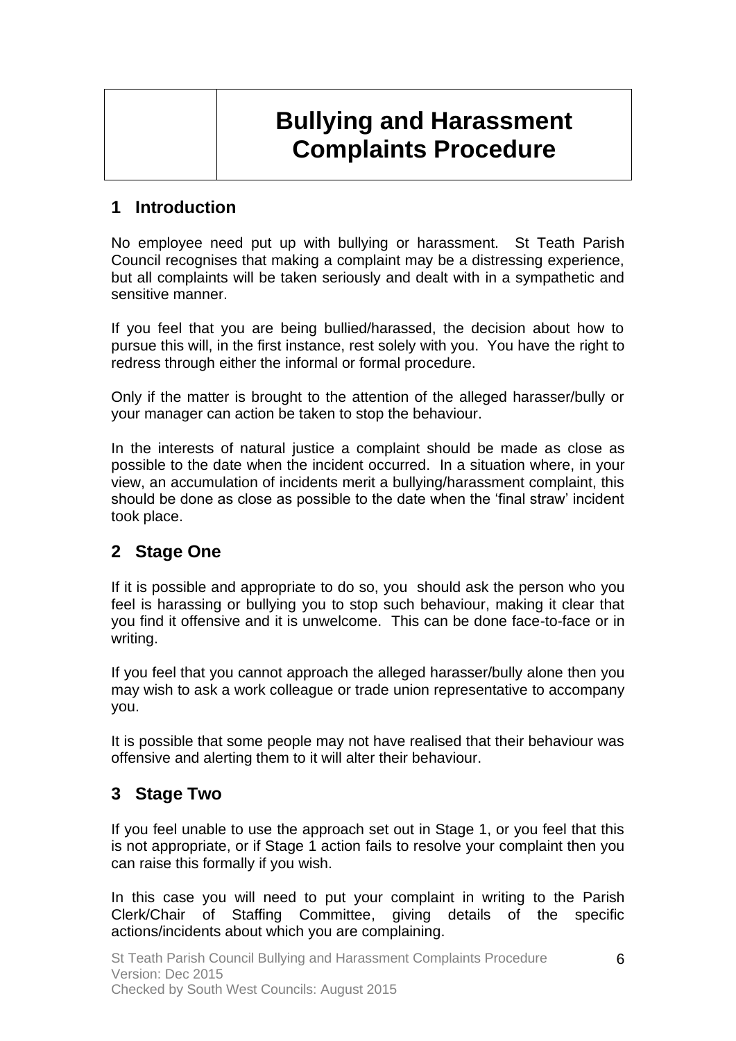# Bullying and Harassment Complaints Procedure

## 1 Introduction

No employee need put up with bullying or harassment. St Teath Parish Council recognises that making a complaint may be a distressing experience, but all complaints will be taken seriously and dealt with in a sympathetic and sensitive manner.

If you feel that you are being bullied/harassed, the decision about how to pursue this will, in the first instance, rest solely with you. You have the right to redress through either the informal or formal procedure.

Only if the matter is brought to the attention of the alleged harasser/bully or your manager can action be taken to stop the behaviour.

In the interests of natural justice a complaint should be made as close as possible to the date when the incident occurred. In a situation where, in your view, an accumulation of incidents merit a bullying/harassment complaint, this should be done as close as possible to the date when the 'final straw' incident took place.

## 2 Stage One

If it is possible and appropriate to do so, you should ask the person who you feel is harassing or bullying you to stop such behaviour, making it clear that you find it offensive and it is unwelcome. This can be done face-to-face or in writing.

If you feel that you cannot approach the alleged harasser/bully alone then you may wish to ask a work colleague or trade union representative to accompany you.

It is possible that some people may not have realised that their behaviour was offensive and alerting them to it will alter their behaviour.

## 3 Stage Two

If you feel unable to use the approach set out in Stage 1, or you feel that this is not appropriate, or if Stage 1 action fails to resolve your complaint then you can raise this formally if you wish.

In this case you will need to put your complaint in writing to the Parish Clerk/Chair of Staffing Committee, giving details of the specific actions/incidents about which you are complaining.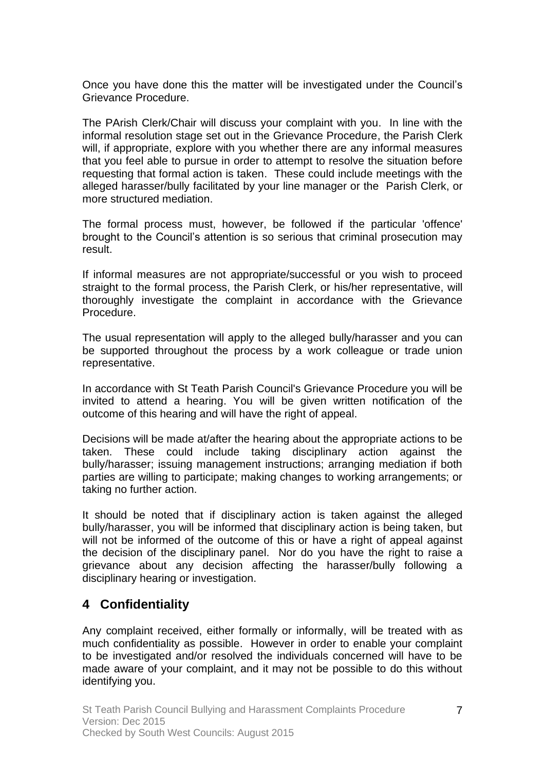Once you have done this the matter will be investigated under the Council's Grievance Procedure.

The PArish Clerk/Chair will discuss your complaint with you. In line with the informal resolution stage set out in the Grievance Procedure, the Parish Clerk will, if appropriate, explore with you whether there are any informal measures that you feel able to pursue in order to attempt to resolve the situation before requesting that formal action is taken. These could include meetings with the alleged harasser/bully facilitated by your line manager or the Parish Clerk, or more structured mediation.

The formal process must, however, be followed if the particular 'offence' brought to the Council's attention is so serious that criminal prosecution may result.

If informal measures are not appropriate/successful or you wish to proceed straight to the formal process, the Parish Clerk, or his/her representative, will thoroughly investigate the complaint in accordance with the Grievance Procedure.

The usual representation will apply to the alleged bully/harasser and you can be supported throughout the process by a work colleague or trade union representative.

In accordance with St Teath Parish Council's Grievance Procedure you will be invited to attend a hearing. You will be given written notification of the outcome of this hearing and will have the right of appeal.

Decisions will be made at/after the hearing about the appropriate actions to be taken. These could include taking disciplinary action against the bully/harasser; issuing management instructions; arranging mediation if both parties are willing to participate; making changes to working arrangements; or taking no further action.

It should be noted that if disciplinary action is taken against the alleged bully/harasser, you will be informed that disciplinary action is being taken, but will not be informed of the outcome of this or have a right of appeal against the decision of the disciplinary panel. Nor do you have the right to raise a grievance about any decision affecting the harasser/bully following a disciplinary hearing or investigation.

## 4 Confidentiality

Any complaint received, either formally or informally, will be treated with as much confidentiality as possible. However in order to enable your complaint to be investigated and/or resolved the individuals concerned will have to be made aware of your complaint, and it may not be possible to do this without identifying you.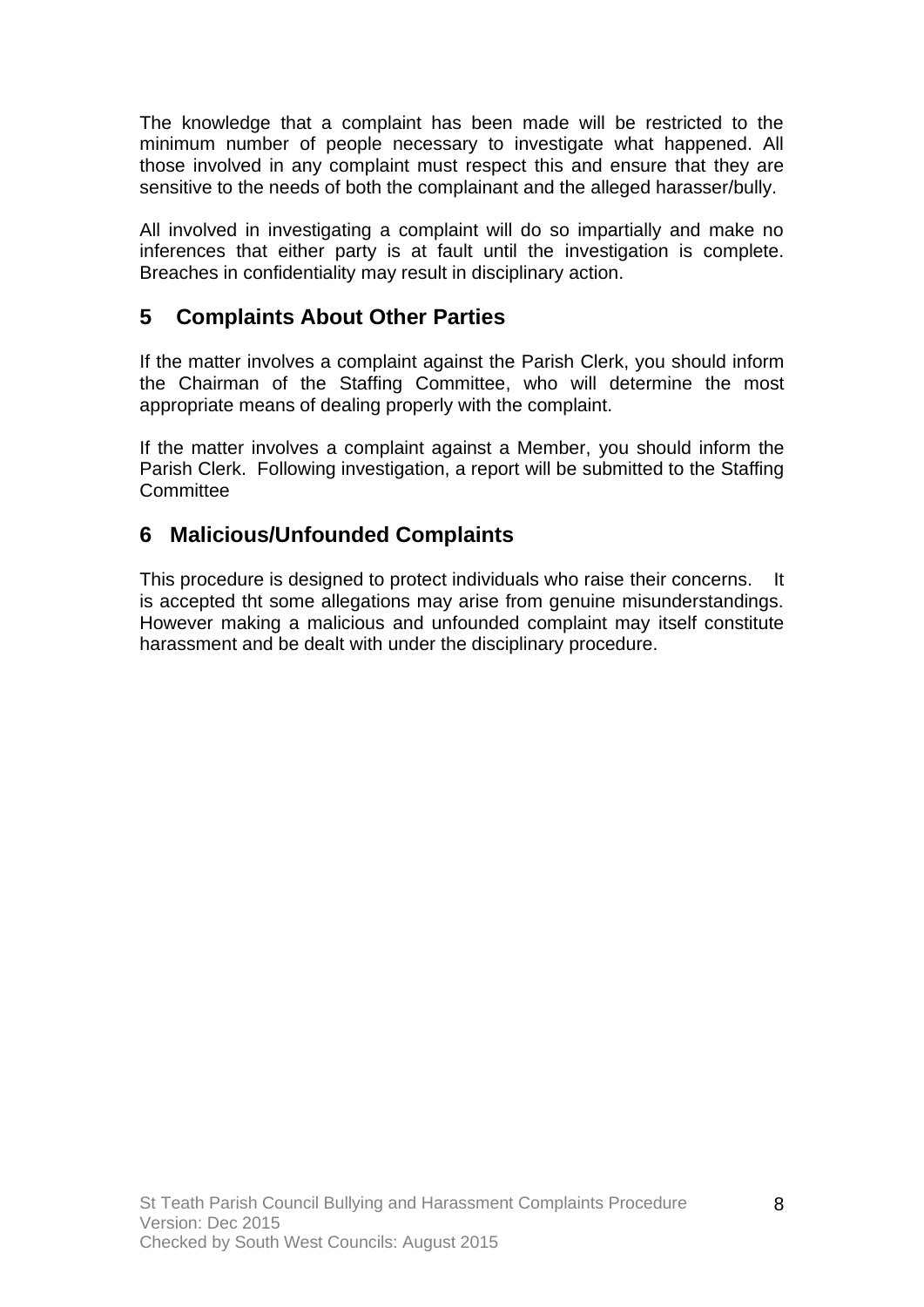The knowledge that a complaint has been made will be restricted to the minimum number of people necessary to investigate what happened. All those involved in any complaint must respect this and ensure that they are sensitive to the needs of both the complainant and the alleged harasser/bully.

All involved in investigating a complaint will do so impartially and make no inferences that either party is at fault until the investigation is complete. Breaches in confidentiality may result in disciplinary action.

## 5 Complaints About Other Parties

If the matter involves a complaint against the Parish Clerk, you should inform the Chairman of the Staffing Committee, who will determine the most appropriate means of dealing properly with the complaint.

If the matter involves a complaint against a Member, you should inform the Parish Clerk. Following investigation, a report will be submitted to the Staffing Committee

## 6 Malicious/Unfounded Complaints

This procedure is designed to protect individuals who raise their concerns. It is accepted tht some allegations may arise from genuine misunderstandings. However making a malicious and unfounded complaint may itself constitute harassment and be dealt with under the disciplinary procedure.